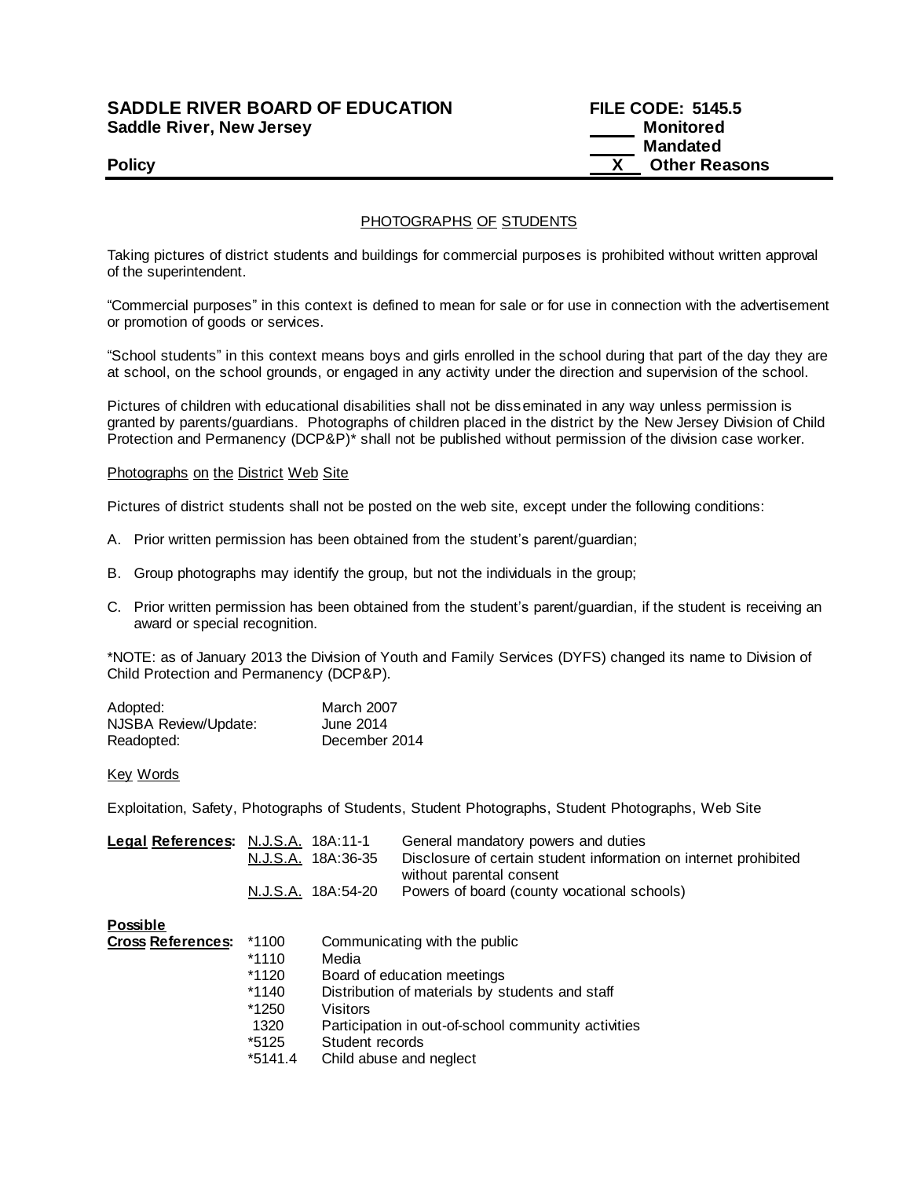**SADDLE RIVER BOARD OF EDUCATION**
**Saddle River, New Jersey**

**FILE CODE: 5145.5**
_____ **Monitored**
_____ **Mandated**
__X__ **Other Reasons**

**Policy**

## PHOTOGRAPHS OF STUDENTS

Taking pictures of district students and buildings for commercial purposes is prohibited without written approval of the superintendent.

"Commercial purposes" in this context is defined to mean for sale or for use in connection with the advertisement or promotion of goods or services.

"School students" in this context means boys and girls enrolled in the school during that part of the day they are at school, on the school grounds, or engaged in any activity under the direction and supervision of the school.

Pictures of children with educational disabilities shall not be disseminated in any way unless permission is granted by parents/guardians. Photographs of children placed in the district by the New Jersey Division of Child Protection and Permanency (DCP&P)* shall not be published without permission of the division case worker.

### Photographs on the District Web Site

Pictures of district students shall not be posted on the web site, except under the following conditions:

A. Prior written permission has been obtained from the student's parent/guardian;

B. Group photographs may identify the group, but not the individuals in the group;

C. Prior written permission has been obtained from the student's parent/guardian, if the student is receiving an award or special recognition.

*NOTE: as of January 2013 the Division of Youth and Family Services (DYFS) changed its name to Division of Child Protection and Permanency (DCP&P).

| | |
|---|---|
| Adopted: | March 2007 |
| NJSBA Review/Update: | June 2014 |
| Readopted: | December 2014 |

Key Words

Exploitation, Safety, Photographs of Students, Student Photographs, Student Photographs, Web Site

| **Legal References:** | | |
|---|---|---|
| | N.J.S.A. 18A:11-1 | General mandatory powers and duties |
| | N.J.S.A. 18A:36-35 | Disclosure of certain student information on internet prohibited without parental consent |
| | N.J.S.A. 18A:54-20 | Powers of board (county vocational schools) |

| **Possible Cross References:** | | |
|---|---|---|
| | *1100 | Communicating with the public |
| | *1110 | Media |
| | *1120 | Board of education meetings |
| | *1140 | Distribution of materials by students and staff |
| | *1250 | Visitors |
| | 1320 | Participation in out-of-school community activities |
| | *5125 | Student records |
| | *5141.4 | Child abuse and neglect |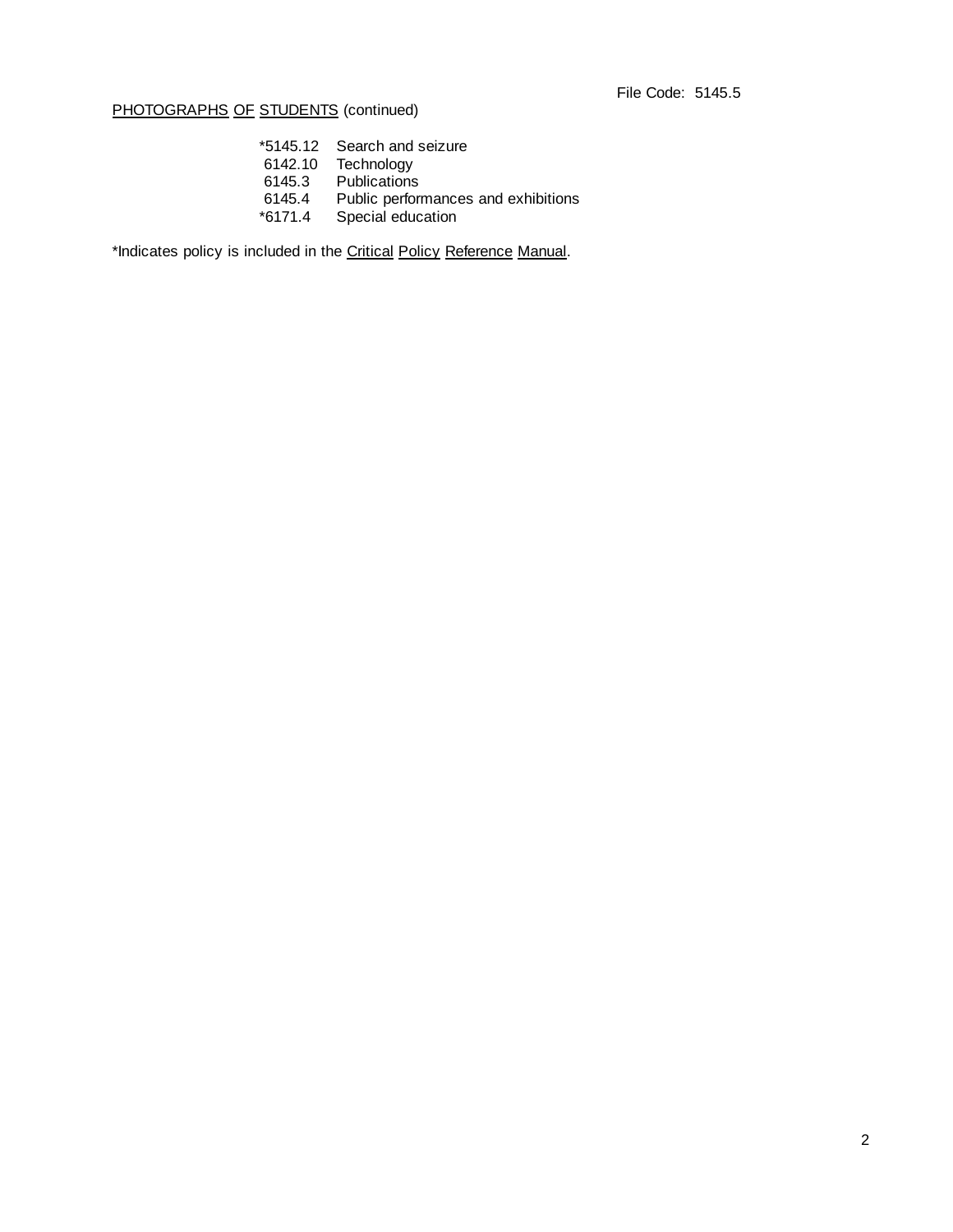PHOTOGRAPHS OF STUDENTS (continued)

| | |
|---|---|
| *5145.12 | Search and seizure |
| 6142.10 | Technology |
| 6145.3 | Publications |
| 6145.4 | Public performances and exhibitions |
| *6171.4 | Special education |

*Indicates policy is included in the Critical Policy Reference Manual.